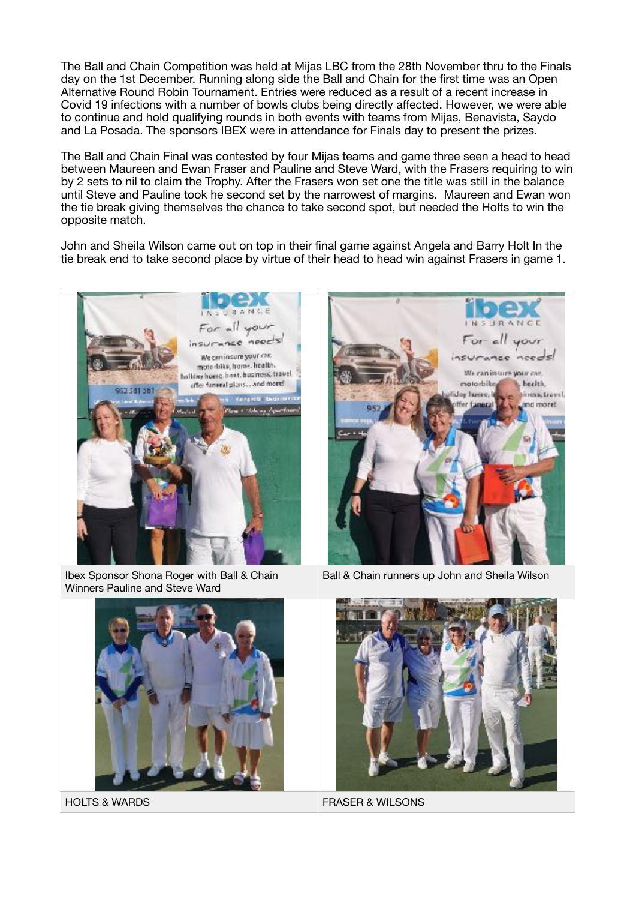The Ball and Chain Competition was held at Mijas LBC from the 28th November thru to the Finals day on the 1st December. Running along side the Ball and Chain for the first time was an Open Alternative Round Robin Tournament. Entries were reduced as a result of a recent increase in Covid 19 infections with a number of bowls clubs being directly affected. However, we were able to continue and hold qualifying rounds in both events with teams from Mijas, Benavista, Saydo and La Posada. The sponsors IBEX were in attendance for Finals day to present the prizes.

The Ball and Chain Final was contested by four Mijas teams and game three seen a head to head between Maureen and Ewan Fraser and Pauline and Steve Ward, with the Frasers requiring to win by 2 sets to nil to claim the Trophy. After the Frasers won set one the title was still in the balance until Steve and Pauline took he second set by the narrowest of margins. Maureen and Ewan won the tie break giving themselves the chance to take second spot, but needed the Holts to win the opposite match.

John and Sheila Wilson came out on top in their final game against Angela and Barry Holt In the tie break end to take second place by virtue of their head to head win against Frasers in game 1.

| Ibex Sponsor Shona Roger with Ball & Chain Winners Pauline and Steve Ward | Ball & Chain runners up John and Sheila Wilson |
|---|---|
| HOLTS & WARDS | FRASER & WILSONS |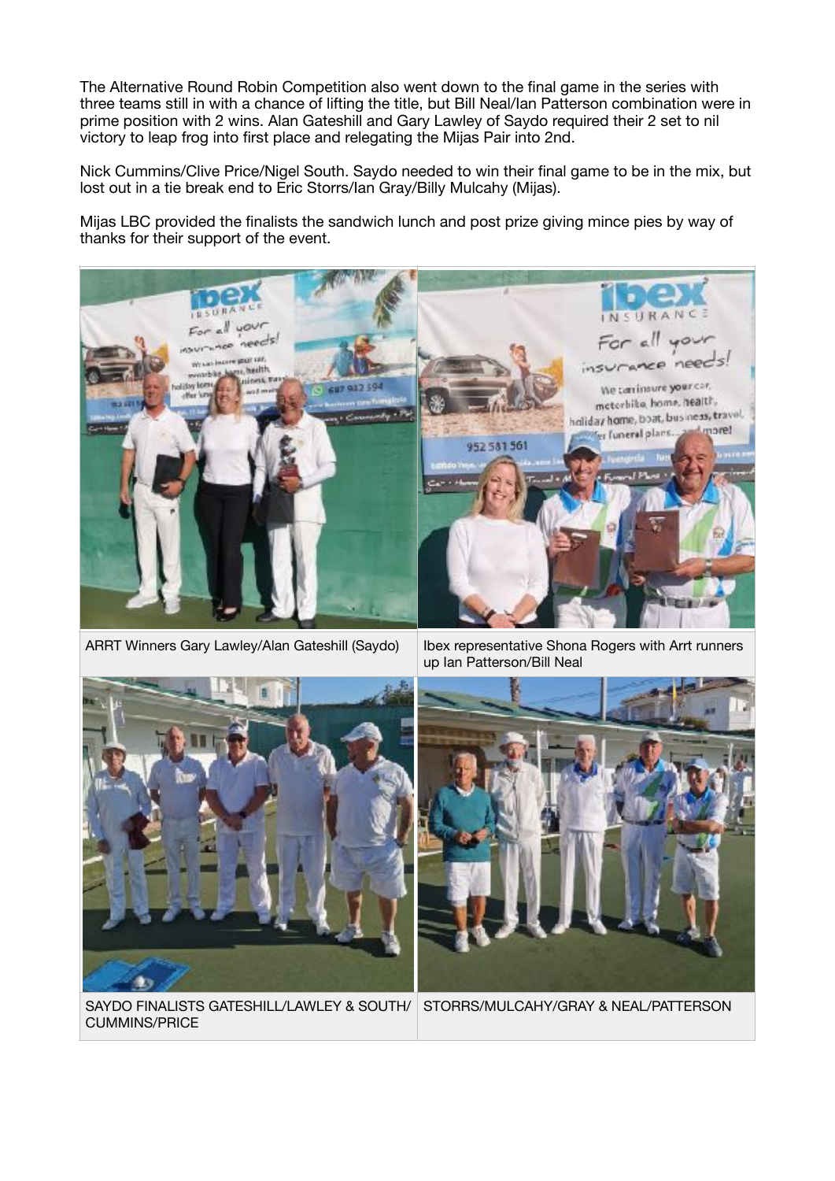The Alternative Round Robin Competition also went down to the final game in the series with three teams still in with a chance of lifting the title, but Bill Neal/Ian Patterson combination were in prime position with 2 wins. Alan Gateshill and Gary Lawley of Saydo required their 2 set to nil victory to leap frog into first place and relegating the Mijas Pair into 2nd.

Nick Cummins/Clive Price/Nigel South. Saydo needed to win their final game to be in the mix, but lost out in a tie break end to Eric Storrs/Ian Gray/Billy Mulcahy (Mijas).

Mijas LBC provided the finalists the sandwich lunch and post prize giving mince pies by way of thanks for their support of the event.

ARRT Winners Gary Lawley/Alan Gateshill (Saydo)

Ibex representative Shona Rogers with Arrt runners up Ian Patterson/Bill Neal

SAYDO FINALISTS GATESHILL/LAWLEY & SOUTH/ CUMMINS/PRICE

STORRS/MULCAHY/GRAY & NEAL/PATTERSON